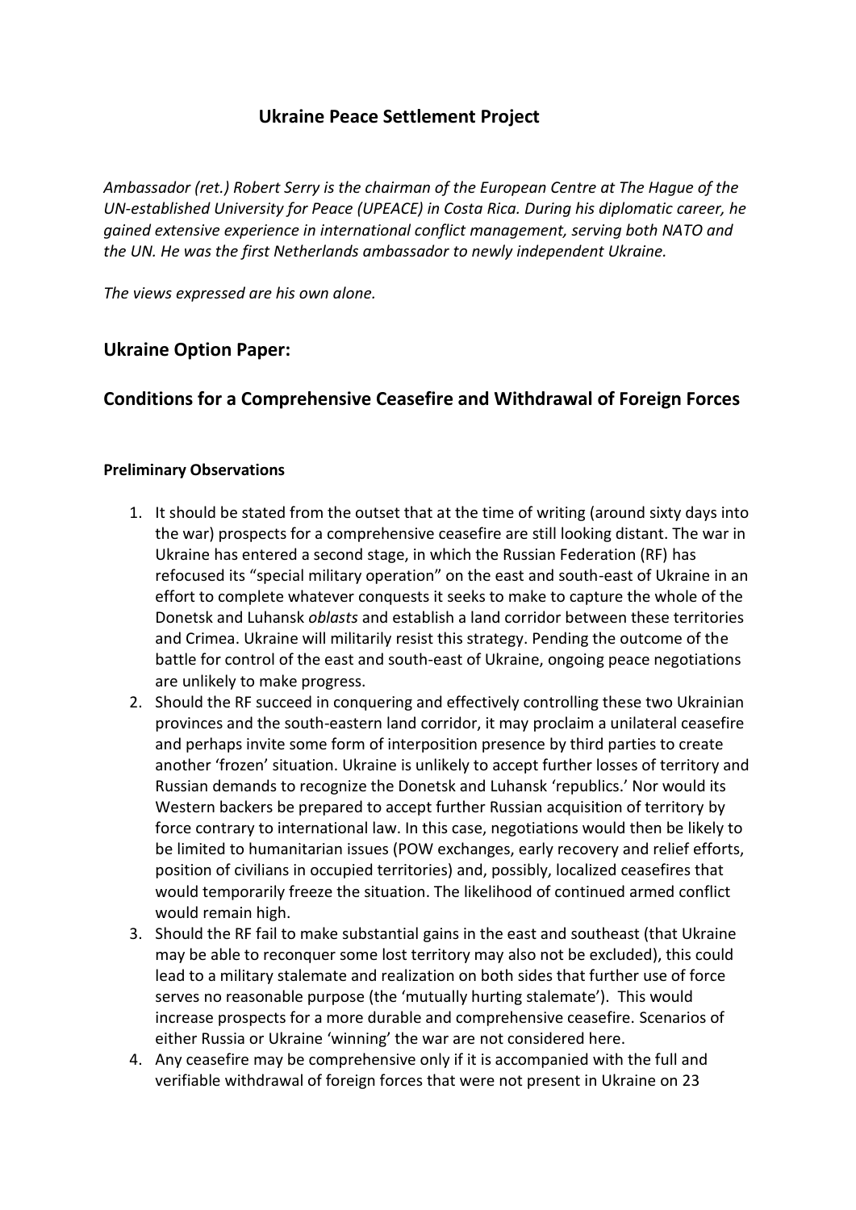# Ukraine Peace Settlement Project

*Ambassador (ret.) Robert Serry is the chairman of the European Centre at The Hague of the UN-established University for Peace (UPEACE) in Costa Rica. During his diplomatic career, he gained extensive experience in international conflict management, serving both NATO and the UN. He was the first Netherlands ambassador to newly independent Ukraine.*

*The views expressed are his own alone.*

## Ukraine Option Paper:

## Conditions for a Comprehensive Ceasefire and Withdrawal of Foreign Forces

### Preliminary Observations

1. It should be stated from the outset that at the time of writing (around sixty days into the war) prospects for a comprehensive ceasefire are still looking distant. The war in Ukraine has entered a second stage, in which the Russian Federation (RF) has refocused its "special military operation" on the east and south-east of Ukraine in an effort to complete whatever conquests it seeks to make to capture the whole of the Donetsk and Luhansk *oblasts* and establish a land corridor between these territories and Crimea. Ukraine will militarily resist this strategy. Pending the outcome of the battle for control of the east and south-east of Ukraine, ongoing peace negotiations are unlikely to make progress.
2. Should the RF succeed in conquering and effectively controlling these two Ukrainian provinces and the south-eastern land corridor, it may proclaim a unilateral ceasefire and perhaps invite some form of interposition presence by third parties to create another 'frozen' situation. Ukraine is unlikely to accept further losses of territory and Russian demands to recognize the Donetsk and Luhansk 'republics.' Nor would its Western backers be prepared to accept further Russian acquisition of territory by force contrary to international law. In this case, negotiations would then be likely to be limited to humanitarian issues (POW exchanges, early recovery and relief efforts, position of civilians in occupied territories) and, possibly, localized ceasefires that would temporarily freeze the situation. The likelihood of continued armed conflict would remain high.
3. Should the RF fail to make substantial gains in the east and southeast (that Ukraine may be able to reconquer some lost territory may also not be excluded), this could lead to a military stalemate and realization on both sides that further use of force serves no reasonable purpose (the 'mutually hurting stalemate'). This would increase prospects for a more durable and comprehensive ceasefire. Scenarios of either Russia or Ukraine 'winning' the war are not considered here.
4. Any ceasefire may be comprehensive only if it is accompanied with the full and verifiable withdrawal of foreign forces that were not present in Ukraine on 23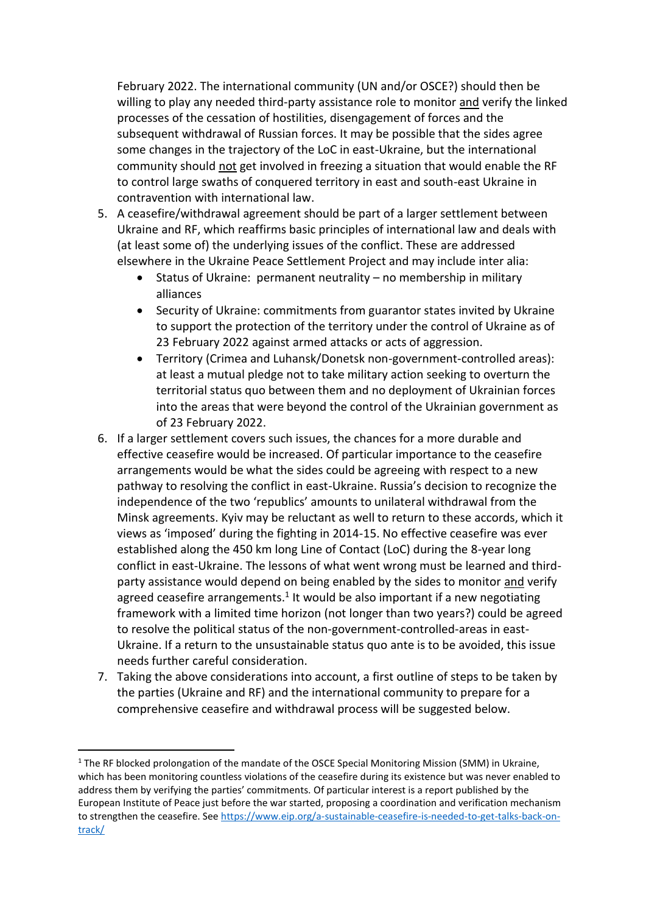February 2022. The international community (UN and/or OSCE?) should then be willing to play any needed third-party assistance role to monitor and verify the linked processes of the cessation of hostilities, disengagement of forces and the subsequent withdrawal of Russian forces. It may be possible that the sides agree some changes in the trajectory of the LoC in east-Ukraine, but the international community should not get involved in freezing a situation that would enable the RF to control large swaths of conquered territory in east and south-east Ukraine in contravention with international law.

5. A ceasefire/withdrawal agreement should be part of a larger settlement between Ukraine and RF, which reaffirms basic principles of international law and deals with (at least some of) the underlying issues of the conflict. These are addressed elsewhere in the Ukraine Peace Settlement Project and may include inter alia:
   - Status of Ukraine: permanent neutrality – no membership in military alliances
   - Security of Ukraine: commitments from guarantor states invited by Ukraine to support the protection of the territory under the control of Ukraine as of 23 February 2022 against armed attacks or acts of aggression.
   - Territory (Crimea and Luhansk/Donetsk non-government-controlled areas): at least a mutual pledge not to take military action seeking to overturn the territorial status quo between them and no deployment of Ukrainian forces into the areas that were beyond the control of the Ukrainian government as of 23 February 2022.
6. If a larger settlement covers such issues, the chances for a more durable and effective ceasefire would be increased. Of particular importance to the ceasefire arrangements would be what the sides could be agreeing with respect to a new pathway to resolving the conflict in east-Ukraine. Russia's decision to recognize the independence of the two 'republics' amounts to unilateral withdrawal from the Minsk agreements. Kyiv may be reluctant as well to return to these accords, which it views as 'imposed' during the fighting in 2014-15. No effective ceasefire was ever established along the 450 km long Line of Contact (LoC) during the 8-year long conflict in east-Ukraine. The lessons of what went wrong must be learned and third-party assistance would depend on being enabled by the sides to monitor and verify agreed ceasefire arrangements.[1] It would be also important if a new negotiating framework with a limited time horizon (not longer than two years?) could be agreed to resolve the political status of the non-government-controlled-areas in east-Ukraine. If a return to the unsustainable status quo ante is to be avoided, this issue needs further careful consideration.
7. Taking the above considerations into account, a first outline of steps to be taken by the parties (Ukraine and RF) and the international community to prepare for a comprehensive ceasefire and withdrawal process will be suggested below.

---

[1] The RF blocked prolongation of the mandate of the OSCE Special Monitoring Mission (SMM) in Ukraine, which has been monitoring countless violations of the ceasefire during its existence but was never enabled to address them by verifying the parties' commitments. Of particular interest is a report published by the European Institute of Peace just before the war started, proposing a coordination and verification mechanism to strengthen the ceasefire. See https://www.eip.org/a-sustainable-ceasefire-is-needed-to-get-talks-back-on-track/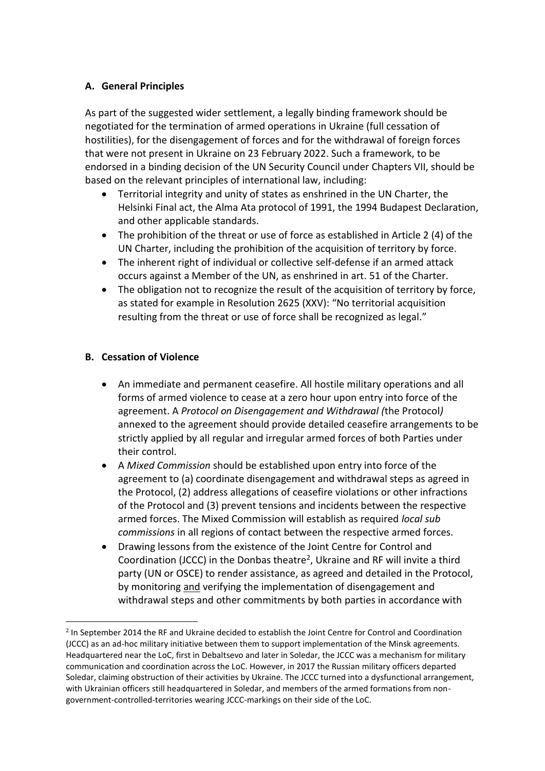## A. General Principles

As part of the suggested wider settlement, a legally binding framework should be negotiated for the termination of armed operations in Ukraine (full cessation of hostilities), for the disengagement of forces and for the withdrawal of foreign forces that were not present in Ukraine on 23 February 2022. Such a framework, to be endorsed in a binding decision of the UN Security Council under Chapters VII, should be based on the relevant principles of international law, including:

- Territorial integrity and unity of states as enshrined in the UN Charter, the Helsinki Final act, the Alma Ata protocol of 1991, the 1994 Budapest Declaration, and other applicable standards.
- The prohibition of the threat or use of force as established in Article 2 (4) of the UN Charter, including the prohibition of the acquisition of territory by force.
- The inherent right of individual or collective self-defense if an armed attack occurs against a Member of the UN, as enshrined in art. 51 of the Charter.
- The obligation not to recognize the result of the acquisition of territory by force, as stated for example in Resolution 2625 (XXV): "No territorial acquisition resulting from the threat or use of force shall be recognized as legal."

## B. Cessation of Violence

- An immediate and permanent ceasefire. All hostile military operations and all forms of armed violence to cease at a zero hour upon entry into force of the agreement. A *Protocol on Disengagement and Withdrawal (*the Protocol*)* annexed to the agreement should provide detailed ceasefire arrangements to be strictly applied by all regular and irregular armed forces of both Parties under their control.
- A *Mixed Commission* should be established upon entry into force of the agreement to (a) coordinate disengagement and withdrawal steps as agreed in the Protocol, (2) address allegations of ceasefire violations or other infractions of the Protocol and (3) prevent tensions and incidents between the respective armed forces. The Mixed Commission will establish as required *local sub commissions* in all regions of contact between the respective armed forces.
- Drawing lessons from the existence of the Joint Centre for Control and Coordination (JCCC) in the Donbas theatre[2], Ukraine and RF will invite a third party (UN or OSCE) to render assistance, as agreed and detailed in the Protocol, by monitoring <u>and</u> verifying the implementation of disengagement and withdrawal steps and other commitments by both parties in accordance with

[2] In September 2014 the RF and Ukraine decided to establish the Joint Centre for Control and Coordination (JCCC) as an ad-hoc military initiative between them to support implementation of the Minsk agreements. Headquartered near the LoC, first in Debaltsevo and later in Soledar, the JCCC was a mechanism for military communication and coordination across the LoC. However, in 2017 the Russian military officers departed Soledar, claiming obstruction of their activities by Ukraine. The JCCC turned into a dysfunctional arrangement, with Ukrainian officers still headquartered in Soledar, and members of the armed formations from non-government-controlled-territories wearing JCCC-markings on their side of the LoC.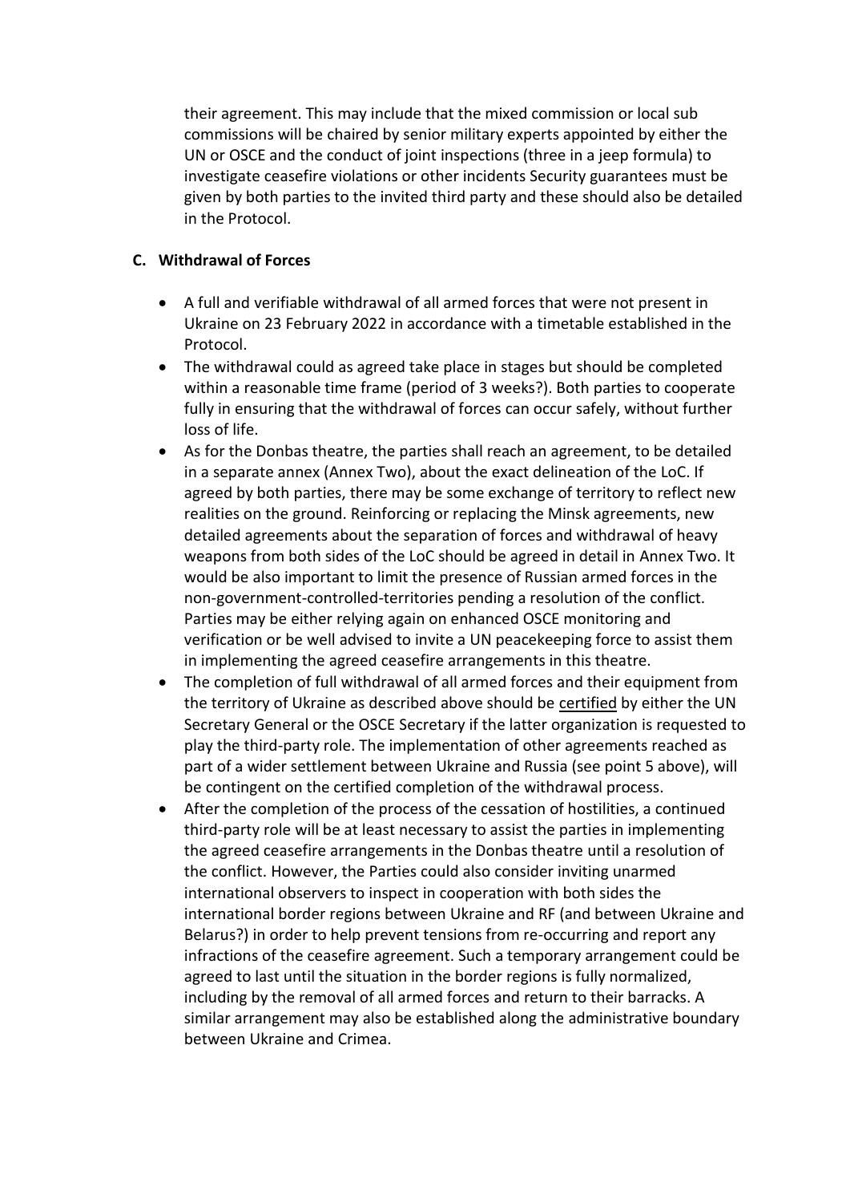their agreement. This may include that the mixed commission or local sub commissions will be chaired by senior military experts appointed by either the UN or OSCE and the conduct of joint inspections (three in a jeep formula) to investigate ceasefire violations or other incidents Security guarantees must be given by both parties to the invited third party and these should also be detailed in the Protocol.

**C. Withdrawal of Forces**

- A full and verifiable withdrawal of all armed forces that were not present in Ukraine on 23 February 2022 in accordance with a timetable established in the Protocol.
- The withdrawal could as agreed take place in stages but should be completed within a reasonable time frame (period of 3 weeks?). Both parties to cooperate fully in ensuring that the withdrawal of forces can occur safely, without further loss of life.
- As for the Donbas theatre, the parties shall reach an agreement, to be detailed in a separate annex (Annex Two), about the exact delineation of the LoC. If agreed by both parties, there may be some exchange of territory to reflect new realities on the ground. Reinforcing or replacing the Minsk agreements, new detailed agreements about the separation of forces and withdrawal of heavy weapons from both sides of the LoC should be agreed in detail in Annex Two. It would be also important to limit the presence of Russian armed forces in the non-government-controlled-territories pending a resolution of the conflict. Parties may be either relying again on enhanced OSCE monitoring and verification or be well advised to invite a UN peacekeeping force to assist them in implementing the agreed ceasefire arrangements in this theatre.
- The completion of full withdrawal of all armed forces and their equipment from the territory of Ukraine as described above should be <u>certified</u> by either the UN Secretary General or the OSCE Secretary if the latter organization is requested to play the third-party role. The implementation of other agreements reached as part of a wider settlement between Ukraine and Russia (see point 5 above), will be contingent on the certified completion of the withdrawal process.
- After the completion of the process of the cessation of hostilities, a continued third-party role will be at least necessary to assist the parties in implementing the agreed ceasefire arrangements in the Donbas theatre until a resolution of the conflict. However, the Parties could also consider inviting unarmed international observers to inspect in cooperation with both sides the international border regions between Ukraine and RF (and between Ukraine and Belarus?) in order to help prevent tensions from re-occurring and report any infractions of the ceasefire agreement. Such a temporary arrangement could be agreed to last until the situation in the border regions is fully normalized, including by the removal of all armed forces and return to their barracks. A similar arrangement may also be established along the administrative boundary between Ukraine and Crimea.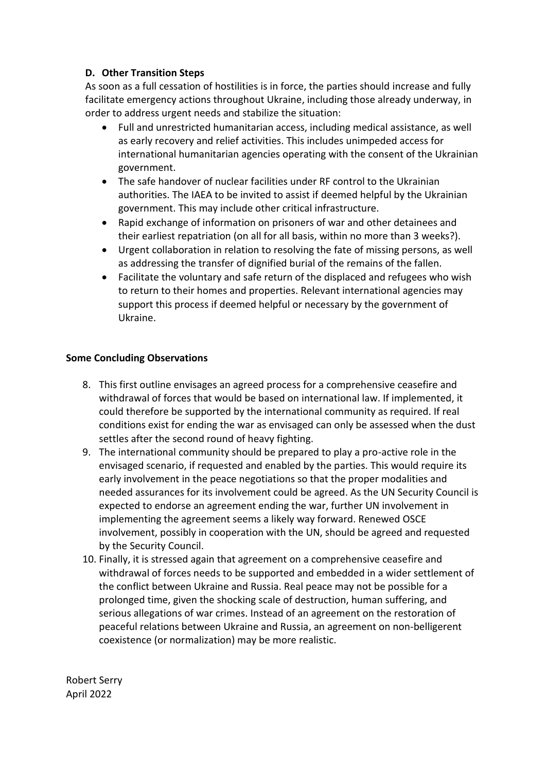### D. Other Transition Steps

As soon as a full cessation of hostilities is in force, the parties should increase and fully facilitate emergency actions throughout Ukraine, including those already underway, in order to address urgent needs and stabilize the situation:

- Full and unrestricted humanitarian access, including medical assistance, as well as early recovery and relief activities. This includes unimpeded access for international humanitarian agencies operating with the consent of the Ukrainian government.
- The safe handover of nuclear facilities under RF control to the Ukrainian authorities. The IAEA to be invited to assist if deemed helpful by the Ukrainian government. This may include other critical infrastructure.
- Rapid exchange of information on prisoners of war and other detainees and their earliest repatriation (on all for all basis, within no more than 3 weeks?).
- Urgent collaboration in relation to resolving the fate of missing persons, as well as addressing the transfer of dignified burial of the remains of the fallen.
- Facilitate the voluntary and safe return of the displaced and refugees who wish to return to their homes and properties. Relevant international agencies may support this process if deemed helpful or necessary by the government of Ukraine.

**Some Concluding Observations**

8. This first outline envisages an agreed process for a comprehensive ceasefire and withdrawal of forces that would be based on international law. If implemented, it could therefore be supported by the international community as required. If real conditions exist for ending the war as envisaged can only be assessed when the dust settles after the second round of heavy fighting.
9. The international community should be prepared to play a pro-active role in the envisaged scenario, if requested and enabled by the parties. This would require its early involvement in the peace negotiations so that the proper modalities and needed assurances for its involvement could be agreed. As the UN Security Council is expected to endorse an agreement ending the war, further UN involvement in implementing the agreement seems a likely way forward. Renewed OSCE involvement, possibly in cooperation with the UN, should be agreed and requested by the Security Council.
10. Finally, it is stressed again that agreement on a comprehensive ceasefire and withdrawal of forces needs to be supported and embedded in a wider settlement of the conflict between Ukraine and Russia. Real peace may not be possible for a prolonged time, given the shocking scale of destruction, human suffering, and serious allegations of war crimes. Instead of an agreement on the restoration of peaceful relations between Ukraine and Russia, an agreement on non-belligerent coexistence (or normalization) may be more realistic.

Robert Serry
April 2022